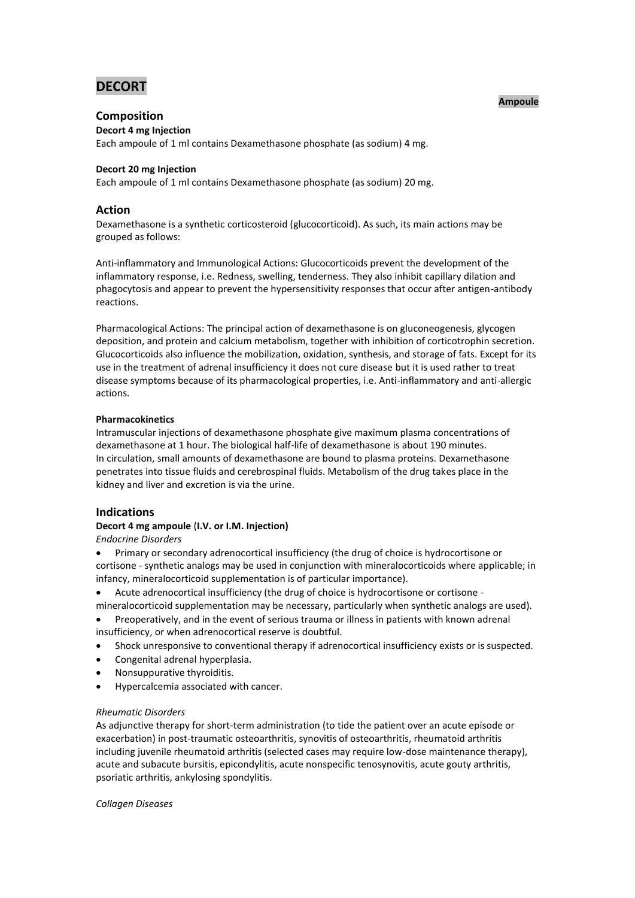# DECORT

**Ampoule**

## Composition

**Decort 4 mg Injection**

Each ampoule of 1 ml contains Dexamethasone phosphate (as sodium) 4 mg.

**Decort 20 mg Injection**

Each ampoule of 1 ml contains Dexamethasone phosphate (as sodium) 20 mg.

## Action

Dexamethasone is a synthetic corticosteroid (glucocorticoid). As such, its main actions may be grouped as follows:

Anti-inflammatory and Immunological Actions: Glucocorticoids prevent the development of the inflammatory response, i.e. Redness, swelling, tenderness. They also inhibit capillary dilation and phagocytosis and appear to prevent the hypersensitivity responses that occur after antigen-antibody reactions.

Pharmacological Actions: The principal action of dexamethasone is on gluconeogenesis, glycogen deposition, and protein and calcium metabolism, together with inhibition of corticotrophin secretion. Glucocorticoids also influence the mobilization, oxidation, synthesis, and storage of fats. Except for its use in the treatment of adrenal insufficiency it does not cure disease but it is used rather to treat disease symptoms because of its pharmacological properties, i.e. Anti-inflammatory and anti-allergic actions.

**Pharmacokinetics**

Intramuscular injections of dexamethasone phosphate give maximum plasma concentrations of dexamethasone at 1 hour. The biological half-life of dexamethasone is about 190 minutes.
In circulation, small amounts of dexamethasone are bound to plasma proteins. Dexamethasone penetrates into tissue fluids and cerebrospinal fluids. Metabolism of the drug takes place in the kidney and liver and excretion is via the urine.

## Indications

**Decort 4 mg ampoule (I.V. or I.M. Injection)**

*Endocrine Disorders*

- Primary or secondary adrenocortical insufficiency (the drug of choice is hydrocortisone or cortisone - synthetic analogs may be used in conjunction with mineralocorticoids where applicable; in infancy, mineralocorticoid supplementation is of particular importance).
- Acute adrenocortical insufficiency (the drug of choice is hydrocortisone or cortisone - mineralocorticoid supplementation may be necessary, particularly when synthetic analogs are used).
- Preoperatively, and in the event of serious trauma or illness in patients with known adrenal insufficiency, or when adrenocortical reserve is doubtful.
- Shock unresponsive to conventional therapy if adrenocortical insufficiency exists or is suspected.
- Congenital adrenal hyperplasia.
- Nonsuppurative thyroiditis.
- Hypercalcemia associated with cancer.

*Rheumatic Disorders*

As adjunctive therapy for short-term administration (to tide the patient over an acute episode or exacerbation) in post-traumatic osteoarthritis, synovitis of osteoarthritis, rheumatoid arthritis including juvenile rheumatoid arthritis (selected cases may require low-dose maintenance therapy), acute and subacute bursitis, epicondylitis, acute nonspecific tenosynovitis, acute gouty arthritis, psoriatic arthritis, ankylosing spondylitis.

*Collagen Diseases*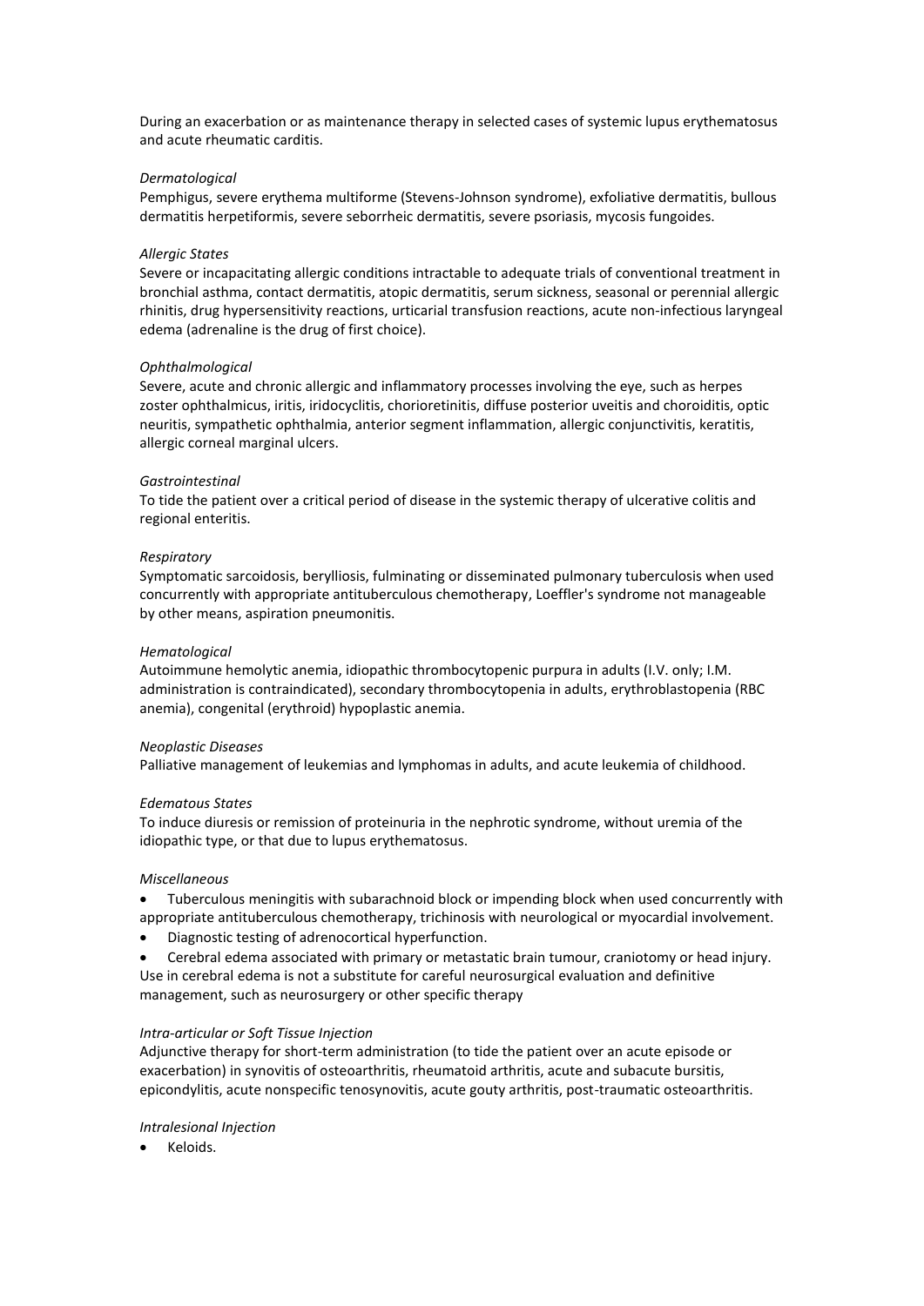During an exacerbation or as maintenance therapy in selected cases of systemic lupus erythematosus and acute rheumatic carditis.

*Dermatological*

Pemphigus, severe erythema multiforme (Stevens-Johnson syndrome), exfoliative dermatitis, bullous dermatitis herpetiformis, severe seborrheic dermatitis, severe psoriasis, mycosis fungoides.

*Allergic States*

Severe or incapacitating allergic conditions intractable to adequate trials of conventional treatment in bronchial asthma, contact dermatitis, atopic dermatitis, serum sickness, seasonal or perennial allergic rhinitis, drug hypersensitivity reactions, urticarial transfusion reactions, acute non-infectious laryngeal edema (adrenaline is the drug of first choice).

*Ophthalmological*

Severe, acute and chronic allergic and inflammatory processes involving the eye, such as herpes zoster ophthalmicus, iritis, iridocyclitis, chorioretinitis, diffuse posterior uveitis and choroiditis, optic neuritis, sympathetic ophthalmia, anterior segment inflammation, allergic conjunctivitis, keratitis, allergic corneal marginal ulcers.

*Gastrointestinal*

To tide the patient over a critical period of disease in the systemic therapy of ulcerative colitis and regional enteritis.

*Respiratory*

Symptomatic sarcoidosis, berylliosis, fulminating or disseminated pulmonary tuberculosis when used concurrently with appropriate antituberculous chemotherapy, Loeffler's syndrome not manageable by other means, aspiration pneumonitis.

*Hematological*

Autoimmune hemolytic anemia, idiopathic thrombocytopenic purpura in adults (I.V. only; I.M. administration is contraindicated), secondary thrombocytopenia in adults, erythroblastopenia (RBC anemia), congenital (erythroid) hypoplastic anemia.

*Neoplastic Diseases*

Palliative management of leukemias and lymphomas in adults, and acute leukemia of childhood.

*Edematous States*

To induce diuresis or remission of proteinuria in the nephrotic syndrome, without uremia of the idiopathic type, or that due to lupus erythematosus.

*Miscellaneous*

- Tuberculous meningitis with subarachnoid block or impending block when used concurrently with appropriate antituberculous chemotherapy, trichinosis with neurological or myocardial involvement.
- Diagnostic testing of adrenocortical hyperfunction.
- Cerebral edema associated with primary or metastatic brain tumour, craniotomy or head injury.

Use in cerebral edema is not a substitute for careful neurosurgical evaluation and definitive management, such as neurosurgery or other specific therapy

*Intra-articular or Soft Tissue Injection*

Adjunctive therapy for short-term administration (to tide the patient over an acute episode or exacerbation) in synovitis of osteoarthritis, rheumatoid arthritis, acute and subacute bursitis, epicondylitis, acute nonspecific tenosynovitis, acute gouty arthritis, post-traumatic osteoarthritis.

*Intralesional Injection*

- Keloids.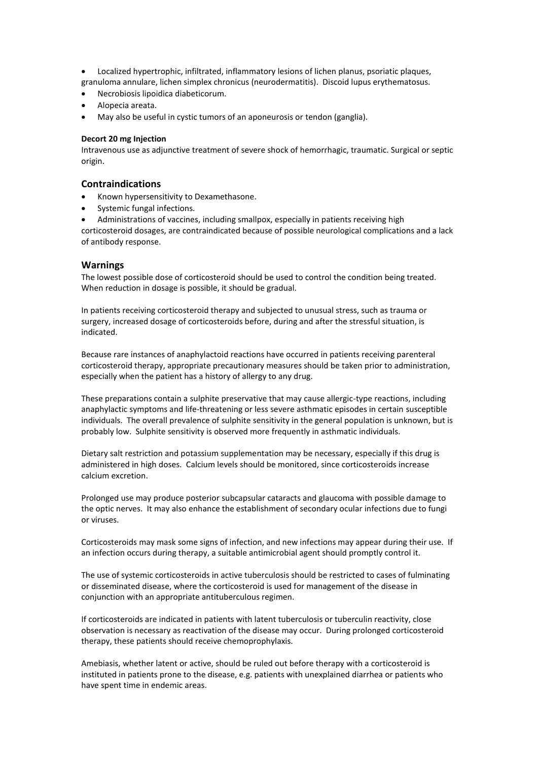- Localized hypertrophic, infiltrated, inflammatory lesions of lichen planus, psoriatic plaques, granuloma annulare, lichen simplex chronicus (neurodermatitis). Discoid lupus erythematosus.
- Necrobiosis lipoidica diabeticorum.
- Alopecia areata.
- May also be useful in cystic tumors of an aponeurosis or tendon (ganglia).

**Decort 20 mg Injection**

Intravenous use as adjunctive treatment of severe shock of hemorrhagic, traumatic. Surgical or septic origin.

## Contraindications

- Known hypersensitivity to Dexamethasone.
- Systemic fungal infections.
- Administrations of vaccines, including smallpox, especially in patients receiving high corticosteroid dosages, are contraindicated because of possible neurological complications and a lack of antibody response.

## Warnings

The lowest possible dose of corticosteroid should be used to control the condition being treated. When reduction in dosage is possible, it should be gradual.

In patients receiving corticosteroid therapy and subjected to unusual stress, such as trauma or surgery, increased dosage of corticosteroids before, during and after the stressful situation, is indicated.

Because rare instances of anaphylactoid reactions have occurred in patients receiving parenteral corticosteroid therapy, appropriate precautionary measures should be taken prior to administration, especially when the patient has a history of allergy to any drug.

These preparations contain a sulphite preservative that may cause allergic-type reactions, including anaphylactic symptoms and life-threatening or less severe asthmatic episodes in certain susceptible individuals. The overall prevalence of sulphite sensitivity in the general population is unknown, but is probably low. Sulphite sensitivity is observed more frequently in asthmatic individuals.

Dietary salt restriction and potassium supplementation may be necessary, especially if this drug is administered in high doses. Calcium levels should be monitored, since corticosteroids increase calcium excretion.

Prolonged use may produce posterior subcapsular cataracts and glaucoma with possible damage to the optic nerves. It may also enhance the establishment of secondary ocular infections due to fungi or viruses.

Corticosteroids may mask some signs of infection, and new infections may appear during their use. If an infection occurs during therapy, a suitable antimicrobial agent should promptly control it.

The use of systemic corticosteroids in active tuberculosis should be restricted to cases of fulminating or disseminated disease, where the corticosteroid is used for management of the disease in conjunction with an appropriate antituberculous regimen.

If corticosteroids are indicated in patients with latent tuberculosis or tuberculin reactivity, close observation is necessary as reactivation of the disease may occur. During prolonged corticosteroid therapy, these patients should receive chemoprophylaxis.

Amebiasis, whether latent or active, should be ruled out before therapy with a corticosteroid is instituted in patients prone to the disease, e.g. patients with unexplained diarrhea or patients who have spent time in endemic areas.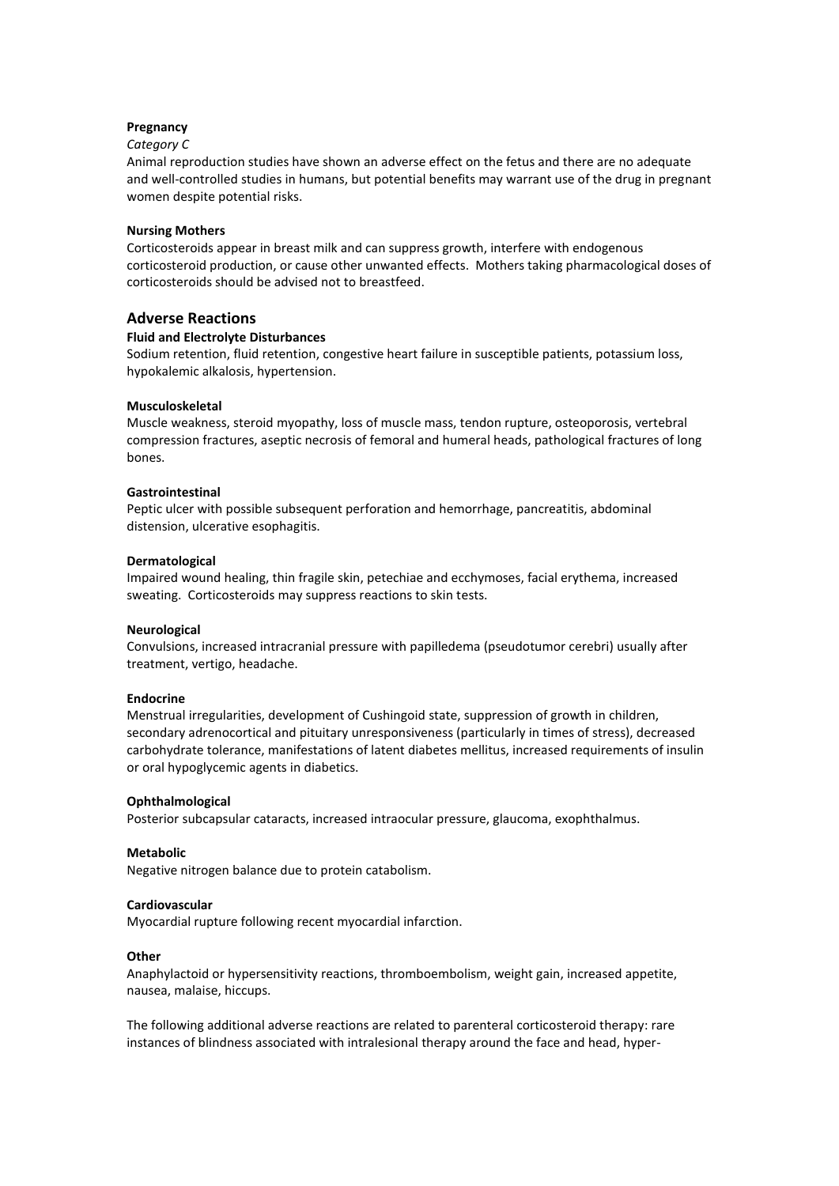**Pregnancy**

*Category C*

Animal reproduction studies have shown an adverse effect on the fetus and there are no adequate and well-controlled studies in humans, but potential benefits may warrant use of the drug in pregnant women despite potential risks.

**Nursing Mothers**

Corticosteroids appear in breast milk and can suppress growth, interfere with endogenous corticosteroid production, or cause other unwanted effects. Mothers taking pharmacological doses of corticosteroids should be advised not to breastfeed.

## Adverse Reactions

**Fluid and Electrolyte Disturbances**

Sodium retention, fluid retention, congestive heart failure in susceptible patients, potassium loss, hypokalemic alkalosis, hypertension.

**Musculoskeletal**

Muscle weakness, steroid myopathy, loss of muscle mass, tendon rupture, osteoporosis, vertebral compression fractures, aseptic necrosis of femoral and humeral heads, pathological fractures of long bones.

**Gastrointestinal**

Peptic ulcer with possible subsequent perforation and hemorrhage, pancreatitis, abdominal distension, ulcerative esophagitis.

**Dermatological**

Impaired wound healing, thin fragile skin, petechiae and ecchymoses, facial erythema, increased sweating. Corticosteroids may suppress reactions to skin tests.

**Neurological**

Convulsions, increased intracranial pressure with papilledema (pseudotumor cerebri) usually after treatment, vertigo, headache.

**Endocrine**

Menstrual irregularities, development of Cushingoid state, suppression of growth in children, secondary adrenocortical and pituitary unresponsiveness (particularly in times of stress), decreased carbohydrate tolerance, manifestations of latent diabetes mellitus, increased requirements of insulin or oral hypoglycemic agents in diabetics.

**Ophthalmological**

Posterior subcapsular cataracts, increased intraocular pressure, glaucoma, exophthalmus.

**Metabolic**

Negative nitrogen balance due to protein catabolism.

**Cardiovascular**

Myocardial rupture following recent myocardial infarction.

**Other**

Anaphylactoid or hypersensitivity reactions, thromboembolism, weight gain, increased appetite, nausea, malaise, hiccups.

The following additional adverse reactions are related to parenteral corticosteroid therapy: rare instances of blindness associated with intralesional therapy around the face and head, hyper-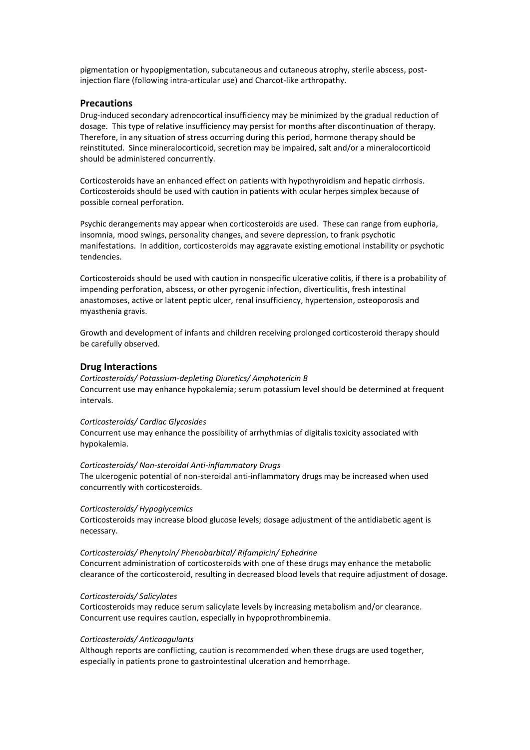pigmentation or hypopigmentation, subcutaneous and cutaneous atrophy, sterile abscess, post-injection flare (following intra-articular use) and Charcot-like arthropathy.

## Precautions

Drug-induced secondary adrenocortical insufficiency may be minimized by the gradual reduction of dosage. This type of relative insufficiency may persist for months after discontinuation of therapy. Therefore, in any situation of stress occurring during this period, hormone therapy should be reinstituted. Since mineralocorticoid, secretion may be impaired, salt and/or a mineralocorticoid should be administered concurrently.

Corticosteroids have an enhanced effect on patients with hypothyroidism and hepatic cirrhosis. Corticosteroids should be used with caution in patients with ocular herpes simplex because of possible corneal perforation.

Psychic derangements may appear when corticosteroids are used. These can range from euphoria, insomnia, mood swings, personality changes, and severe depression, to frank psychotic manifestations. In addition, corticosteroids may aggravate existing emotional instability or psychotic tendencies.

Corticosteroids should be used with caution in nonspecific ulcerative colitis, if there is a probability of impending perforation, abscess, or other pyrogenic infection, diverticulitis, fresh intestinal anastomoses, active or latent peptic ulcer, renal insufficiency, hypertension, osteoporosis and myasthenia gravis.

Growth and development of infants and children receiving prolonged corticosteroid therapy should be carefully observed.

## Drug Interactions

*Corticosteroids/ Potassium-depleting Diuretics/ Amphotericin B*
Concurrent use may enhance hypokalemia; serum potassium level should be determined at frequent intervals.

*Corticosteroids/ Cardiac Glycosides*
Concurrent use may enhance the possibility of arrhythmias of digitalis toxicity associated with hypokalemia.

*Corticosteroids/ Non-steroidal Anti-inflammatory Drugs*
The ulcerogenic potential of non-steroidal anti-inflammatory drugs may be increased when used concurrently with corticosteroids.

*Corticosteroids/ Hypoglycemics*
Corticosteroids may increase blood glucose levels; dosage adjustment of the antidiabetic agent is necessary.

*Corticosteroids/ Phenytoin/ Phenobarbital/ Rifampicin/ Ephedrine*
Concurrent administration of corticosteroids with one of these drugs may enhance the metabolic clearance of the corticosteroid, resulting in decreased blood levels that require adjustment of dosage.

*Corticosteroids/ Salicylates*
Corticosteroids may reduce serum salicylate levels by increasing metabolism and/or clearance. Concurrent use requires caution, especially in hypoprothrombinemia.

*Corticosteroids/ Anticoagulants*
Although reports are conflicting, caution is recommended when these drugs are used together, especially in patients prone to gastrointestinal ulceration and hemorrhage.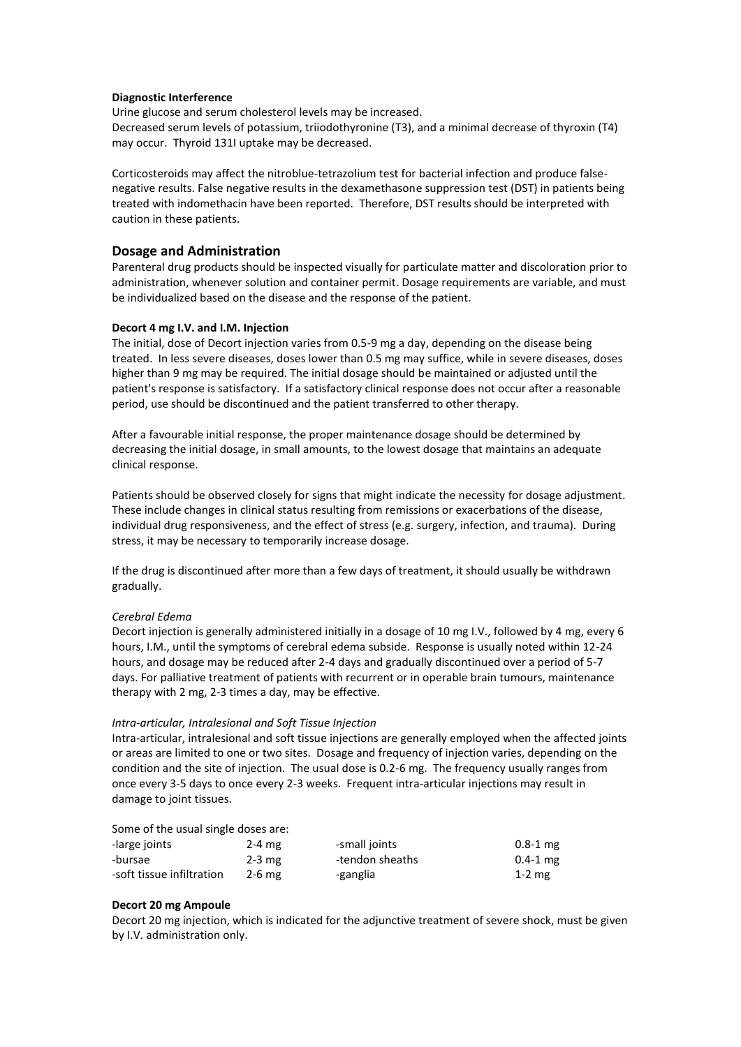**Diagnostic Interference**

Urine glucose and serum cholesterol levels may be increased.
Decreased serum levels of potassium, triiodothyronine (T3), and a minimal decrease of thyroxin (T4) may occur. Thyroid 131I uptake may be decreased.

Corticosteroids may affect the nitroblue-tetrazolium test for bacterial infection and produce false-negative results. False negative results in the dexamethasone suppression test (DST) in patients being treated with indomethacin have been reported. Therefore, DST results should be interpreted with caution in these patients.

## Dosage and Administration

Parenteral drug products should be inspected visually for particulate matter and discoloration prior to administration, whenever solution and container permit. Dosage requirements are variable, and must be individualized based on the disease and the response of the patient.

**Decort 4 mg I.V. and I.M. Injection**

The initial, dose of Decort injection varies from 0.5-9 mg a day, depending on the disease being treated. In less severe diseases, doses lower than 0.5 mg may suffice, while in severe diseases, doses higher than 9 mg may be required. The initial dosage should be maintained or adjusted until the patient's response is satisfactory. If a satisfactory clinical response does not occur after a reasonable period, use should be discontinued and the patient transferred to other therapy.

After a favourable initial response, the proper maintenance dosage should be determined by decreasing the initial dosage, in small amounts, to the lowest dosage that maintains an adequate clinical response.

Patients should be observed closely for signs that might indicate the necessity for dosage adjustment. These include changes in clinical status resulting from remissions or exacerbations of the disease, individual drug responsiveness, and the effect of stress (e.g. surgery, infection, and trauma). During stress, it may be necessary to temporarily increase dosage.

If the drug is discontinued after more than a few days of treatment, it should usually be withdrawn gradually.

*Cerebral Edema*

Decort injection is generally administered initially in a dosage of 10 mg I.V., followed by 4 mg, every 6 hours, I.M., until the symptoms of cerebral edema subside. Response is usually noted within 12-24 hours, and dosage may be reduced after 2-4 days and gradually discontinued over a period of 5-7 days. For palliative treatment of patients with recurrent or in operable brain tumours, maintenance therapy with 2 mg, 2-3 times a day, may be effective.

*Intra-articular, Intralesional and Soft Tissue Injection*

Intra-articular, intralesional and soft tissue injections are generally employed when the affected joints or areas are limited to one or two sites. Dosage and frequency of injection varies, depending on the condition and the site of injection. The usual dose is 0.2-6 mg. The frequency usually ranges from once every 3-5 days to once every 2-3 weeks. Frequent intra-articular injections may result in damage to joint tissues.

Some of the usual single doses are:

| | | | |
|---|---|---|---|
| -large joints | 2-4 mg | -small joints | 0.8-1 mg |
| -bursae | 2-3 mg | -tendon sheaths | 0.4-1 mg |
| -soft tissue infiltration | 2-6 mg | -ganglia | 1-2 mg |

**Decort 20 mg Ampoule**

Decort 20 mg injection, which is indicated for the adjunctive treatment of severe shock, must be given by I.V. administration only.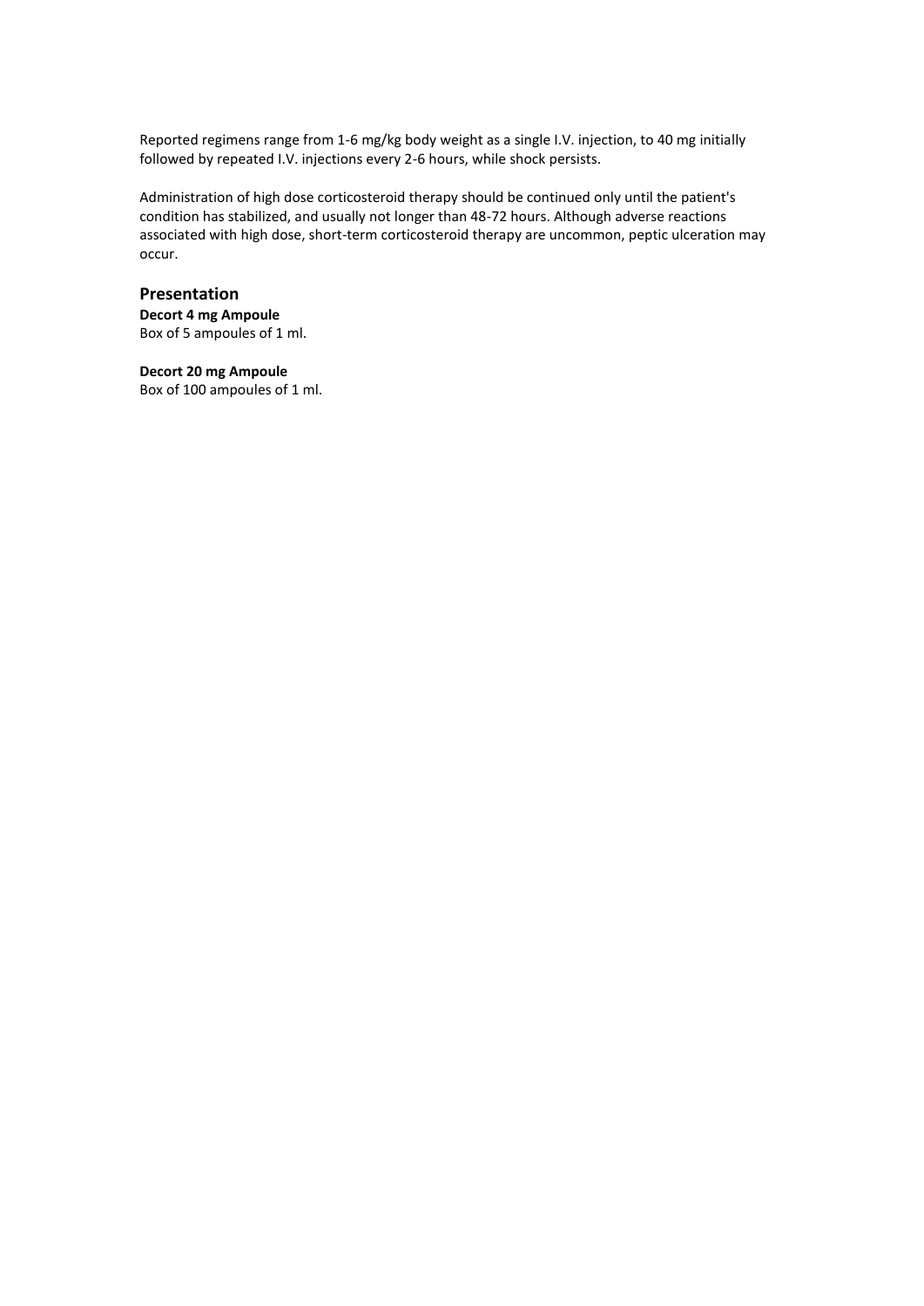Reported regimens range from 1-6 mg/kg body weight as a single I.V. injection, to 40 mg initially followed by repeated I.V. injections every 2-6 hours, while shock persists.

Administration of high dose corticosteroid therapy should be continued only until the patient's condition has stabilized, and usually not longer than 48-72 hours. Although adverse reactions associated with high dose, short-term corticosteroid therapy are uncommon, peptic ulceration may occur.

## Presentation

**Decort 4 mg Ampoule**
Box of 5 ampoules of 1 ml.

**Decort 20 mg Ampoule**
Box of 100 ampoules of 1 ml.